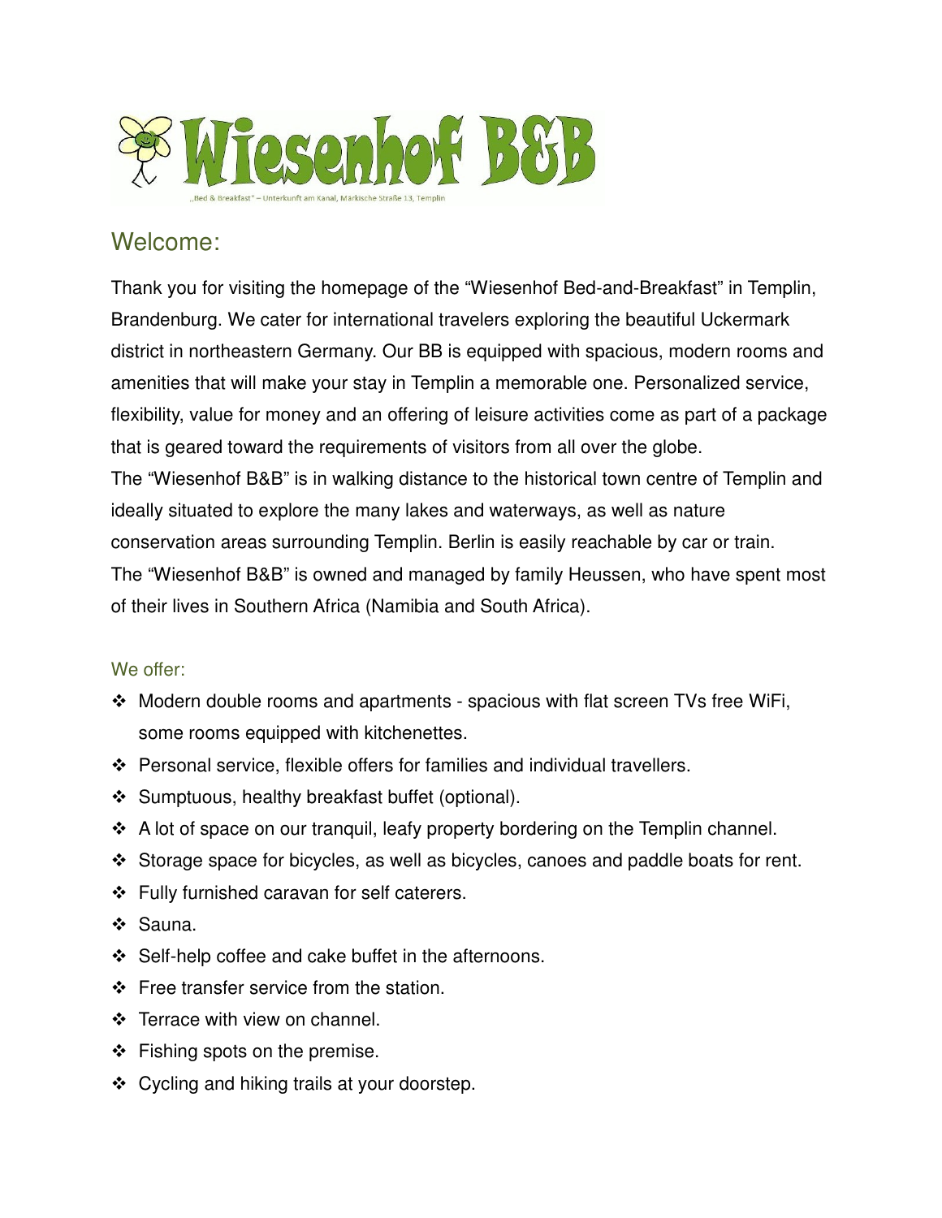# Wiesenhof B&B

„Bed & Breakfast" – Unterkunft am Kanal, Märkische Straße 13, Templin

## Welcome:

Thank you for visiting the homepage of the "Wiesenhof Bed-and-Breakfast" in Templin, Brandenburg. We cater for international travelers exploring the beautiful Uckermark district in northeastern Germany. Our BB is equipped with spacious, modern rooms and amenities that will make your stay in Templin a memorable one. Personalized service, flexibility, value for money and an offering of leisure activities come as part of a package that is geared toward the requirements of visitors from all over the globe.
The "Wiesenhof B&B" is in walking distance to the historical town centre of Templin and ideally situated to explore the many lakes and waterways, as well as nature conservation areas surrounding Templin. Berlin is easily reachable by car or train.
The "Wiesenhof B&B" is owned and managed by family Heussen, who have spent most of their lives in Southern Africa (Namibia and South Africa).

### We offer:

- Modern double rooms and apartments - spacious with flat screen TVs free WiFi, some rooms equipped with kitchenettes.
- Personal service, flexible offers for families and individual travellers.
- Sumptuous, healthy breakfast buffet (optional).
- A lot of space on our tranquil, leafy property bordering on the Templin channel.
- Storage space for bicycles, as well as bicycles, canoes and paddle boats for rent.
- Fully furnished caravan for self caterers.
- Sauna.
- Self-help coffee and cake buffet in the afternoons.
- Free transfer service from the station.
- Terrace with view on channel.
- Fishing spots on the premise.
- Cycling and hiking trails at your doorstep.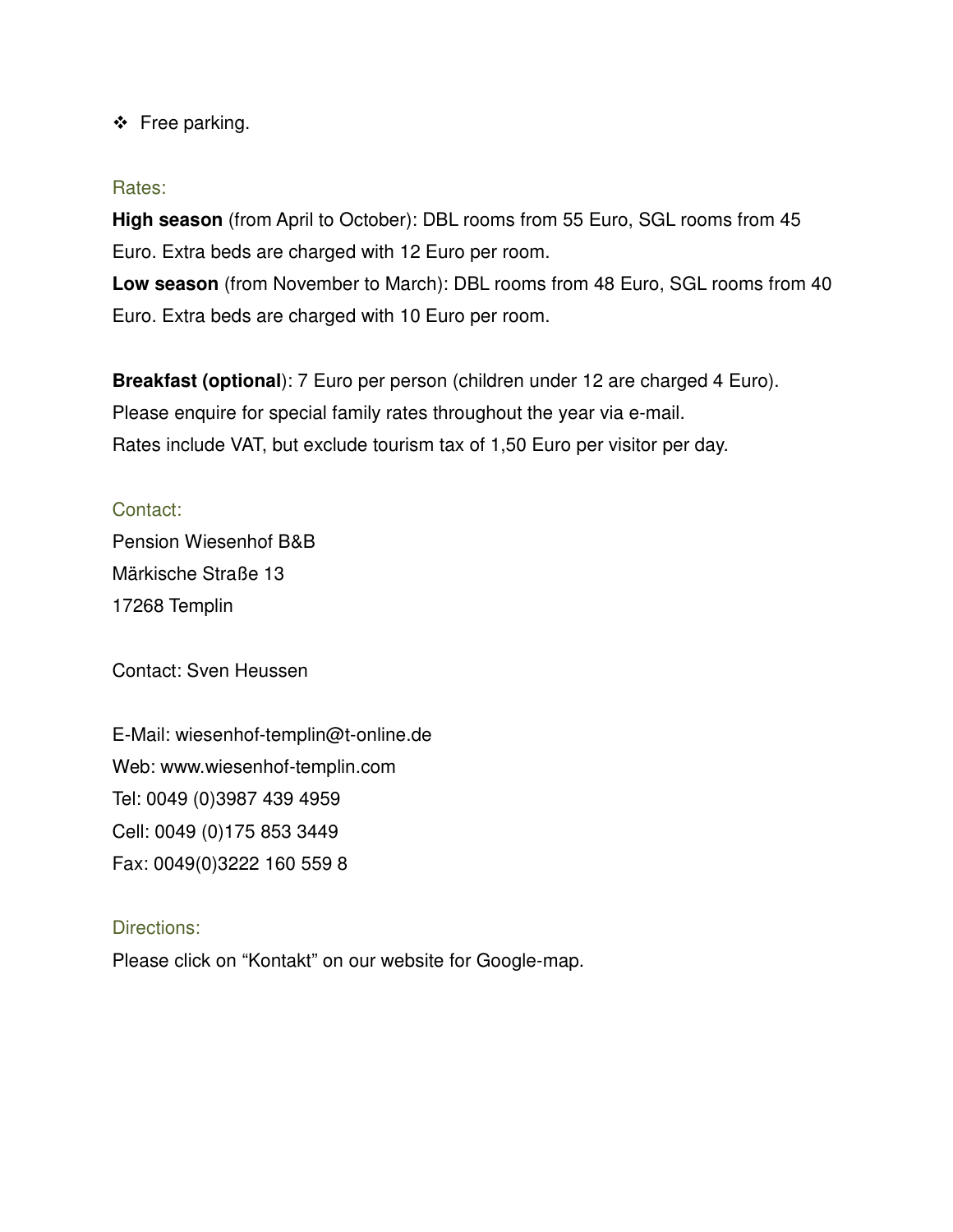- Free parking.

## Rates:

**High season** (from April to October): DBL rooms from 55 Euro, SGL rooms from 45 Euro. Extra beds are charged with 12 Euro per room.
**Low season** (from November to March): DBL rooms from 48 Euro, SGL rooms from 40 Euro. Extra beds are charged with 10 Euro per room.

**Breakfast (optional**): 7 Euro per person (children under 12 are charged 4 Euro).
Please enquire for special family rates throughout the year via e-mail.
Rates include VAT, but exclude tourism tax of 1,50 Euro per visitor per day.

## Contact:

Pension Wiesenhof B&B
Märkische Straße 13
17268 Templin

Contact: Sven Heussen

E-Mail: wiesenhof-templin@t-online.de
Web: www.wiesenhof-templin.com
Tel: 0049 (0)3987 439 4959
Cell: 0049 (0)175 853 3449
Fax: 0049(0)3222 160 559 8

## Directions:

Please click on "Kontakt" on our website for Google-map.